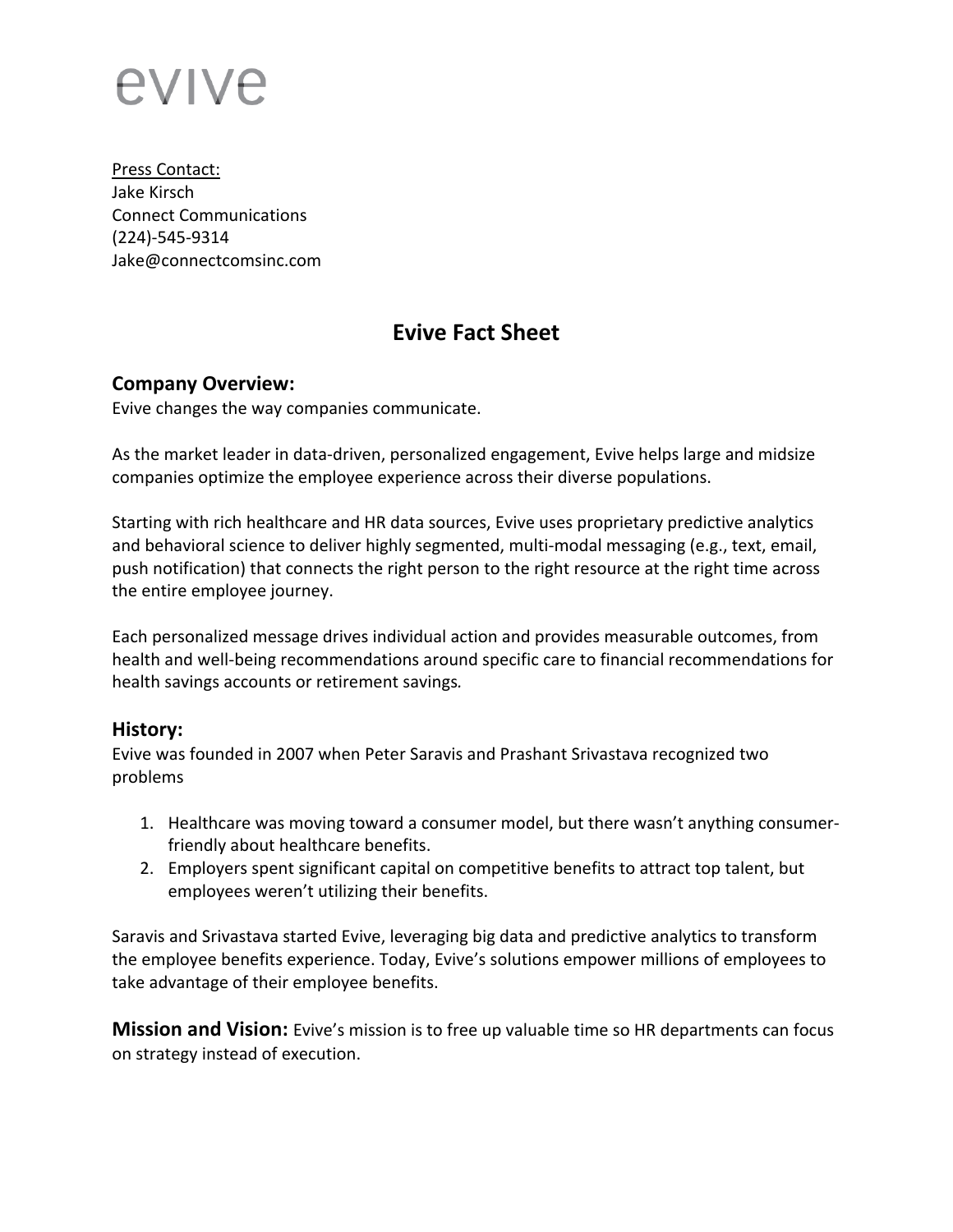evive

Press Contact:
Jake Kirsch
Connect Communications
(224)-545-9314
Jake@connectcomsinc.com

# Evive Fact Sheet

## Company Overview:

Evive changes the way companies communicate.

As the market leader in data-driven, personalized engagement, Evive helps large and midsize companies optimize the employee experience across their diverse populations.

Starting with rich healthcare and HR data sources, Evive uses proprietary predictive analytics and behavioral science to deliver highly segmented, multi-modal messaging (e.g., text, email, push notification) that connects the right person to the right resource at the right time across the entire employee journey.

Each personalized message drives individual action and provides measurable outcomes, from health and well-being recommendations around specific care to financial recommendations for health savings accounts or retirement savings.

## History:

Evive was founded in 2007 when Peter Saravis and Prashant Srivastava recognized two problems

1. Healthcare was moving toward a consumer model, but there wasn't anything consumer-friendly about healthcare benefits.
2. Employers spent significant capital on competitive benefits to attract top talent, but employees weren't utilizing their benefits.

Saravis and Srivastava started Evive, leveraging big data and predictive analytics to transform the employee benefits experience. Today, Evive's solutions empower millions of employees to take advantage of their employee benefits.

**Mission and Vision:** Evive's mission is to free up valuable time so HR departments can focus on strategy instead of execution.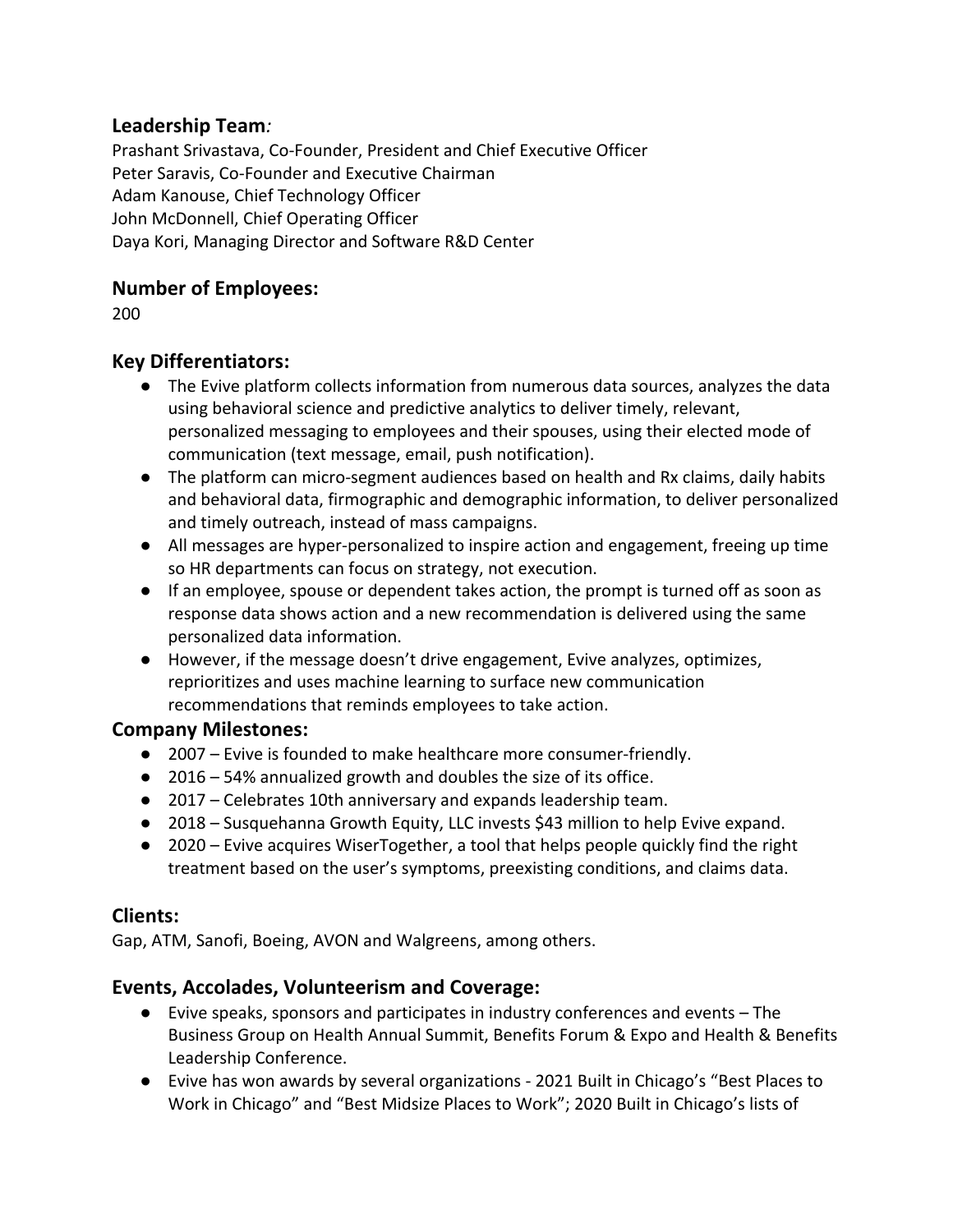## **Leadership Team***:*

Prashant Srivastava, Co-Founder, President and Chief Executive Officer
Peter Saravis, Co-Founder and Executive Chairman
Adam Kanouse, Chief Technology Officer
John McDonnell, Chief Operating Officer
Daya Kori, Managing Director and Software R&D Center

## **Number of Employees:**

200

## **Key Differentiators:**

- The Evive platform collects information from numerous data sources, analyzes the data using behavioral science and predictive analytics to deliver timely, relevant, personalized messaging to employees and their spouses, using their elected mode of communication (text message, email, push notification).
- The platform can micro-segment audiences based on health and Rx claims, daily habits and behavioral data, firmographic and demographic information, to deliver personalized and timely outreach, instead of mass campaigns.
- All messages are hyper-personalized to inspire action and engagement, freeing up time so HR departments can focus on strategy, not execution.
- If an employee, spouse or dependent takes action, the prompt is turned off as soon as response data shows action and a new recommendation is delivered using the same personalized data information.
- However, if the message doesn't drive engagement, Evive analyzes, optimizes, reprioritizes and uses machine learning to surface new communication recommendations that reminds employees to take action.

## **Company Milestones:**

- 2007 – Evive is founded to make healthcare more consumer-friendly.
- 2016 – 54% annualized growth and doubles the size of its office.
- 2017 – Celebrates 10th anniversary and expands leadership team.
- 2018 – Susquehanna Growth Equity, LLC invests $43 million to help Evive expand.
- 2020 – Evive acquires WiserTogether, a tool that helps people quickly find the right treatment based on the user's symptoms, preexisting conditions, and claims data.

## **Clients:**

Gap, ATM, Sanofi, Boeing, AVON and Walgreens, among others.

## **Events, Accolades, Volunteerism and Coverage:**

- Evive speaks, sponsors and participates in industry conferences and events – The Business Group on Health Annual Summit, Benefits Forum & Expo and Health & Benefits Leadership Conference.
- Evive has won awards by several organizations - 2021 Built in Chicago's "Best Places to Work in Chicago" and "Best Midsize Places to Work"; 2020 Built in Chicago's lists of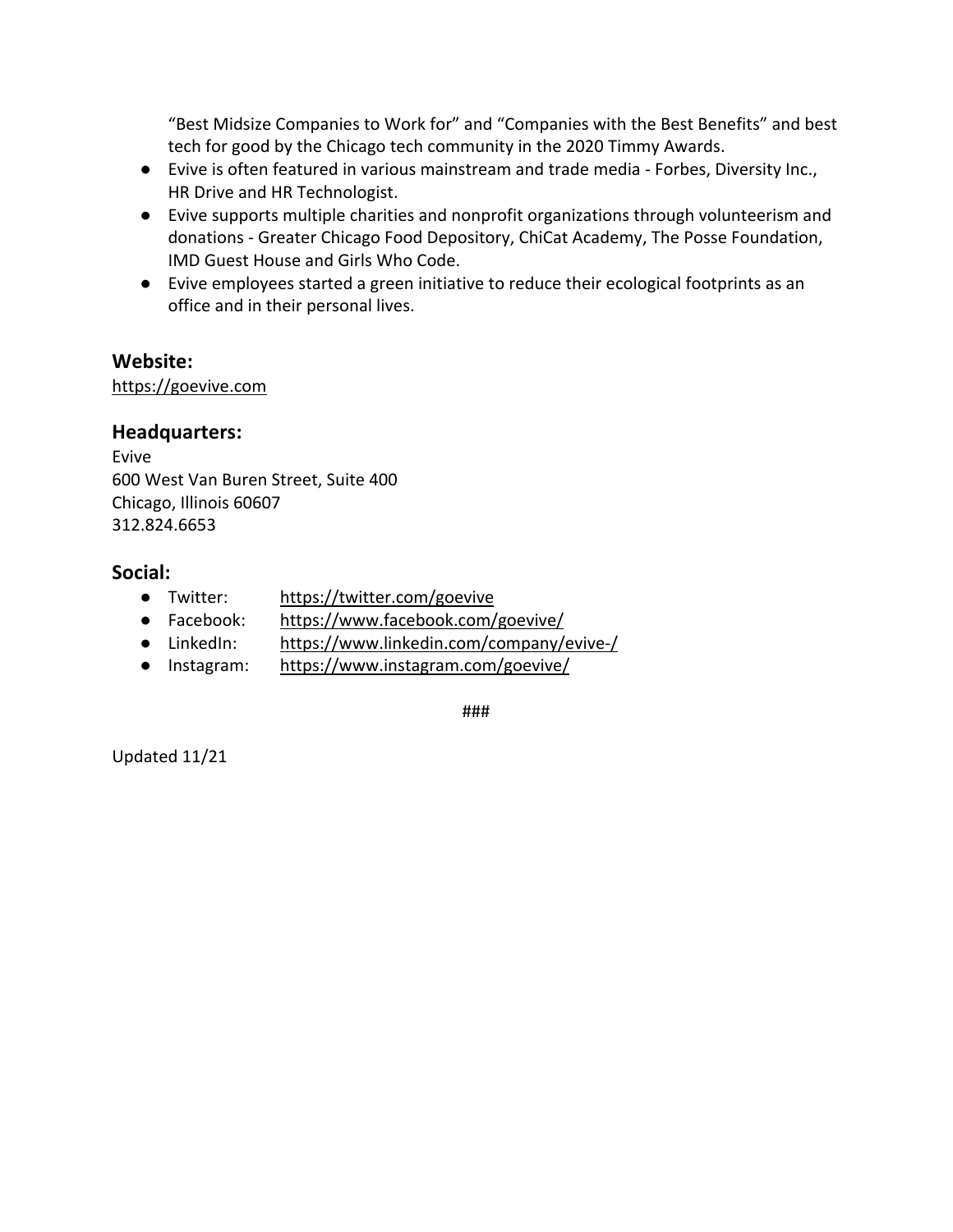"Best Midsize Companies to Work for" and "Companies with the Best Benefits" and best tech for good by the Chicago tech community in the 2020 Timmy Awards.

- Evive is often featured in various mainstream and trade media - Forbes, Diversity Inc., HR Drive and HR Technologist.
- Evive supports multiple charities and nonprofit organizations through volunteerism and donations - Greater Chicago Food Depository, ChiCat Academy, The Posse Foundation, IMD Guest House and Girls Who Code.
- Evive employees started a green initiative to reduce their ecological footprints as an office and in their personal lives.

## Website:

https://goevive.com

## Headquarters:

Evive
600 West Van Buren Street, Suite 400
Chicago, Illinois 60607
312.824.6653

## Social:

- Twitter: https://twitter.com/goevive
- Facebook: https://www.facebook.com/goevive/
- LinkedIn: https://www.linkedin.com/company/evive-/
- Instagram: https://www.instagram.com/goevive/

###

Updated 11/21